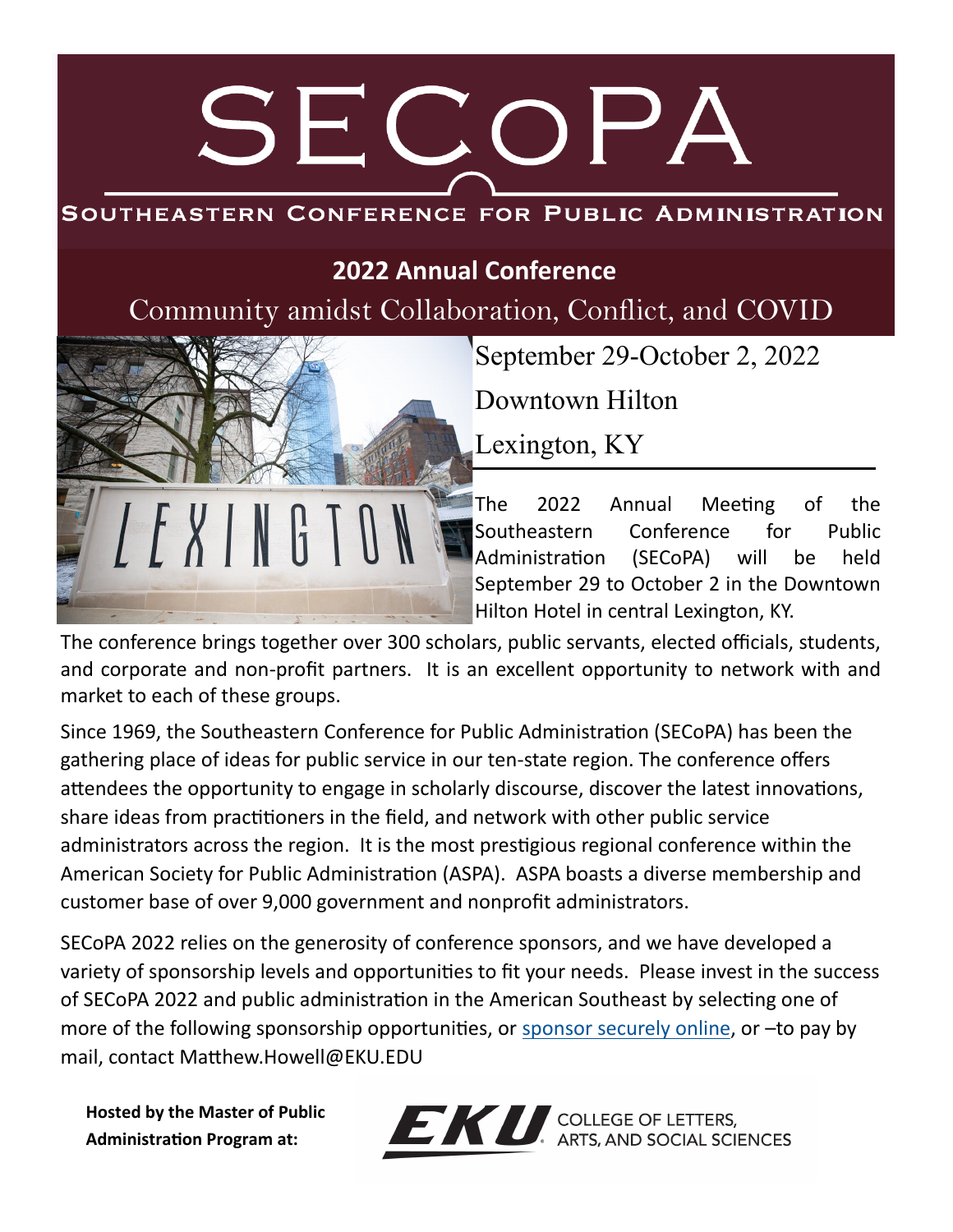# SECoPA

## Southeastern Conference for Public Administration

## 2022 Annual Conference

### Community amidst Collaboration, Conflict, and COVID

September 29-October 2, 2022

Downtown Hilton

Lexington, KY

The 2022 Annual Meeting of the Southeastern Conference for Public Administration (SECoPA) will be held September 29 to October 2 in the Downtown Hilton Hotel in central Lexington, KY.

The conference brings together over 300 scholars, public servants, elected officials, students, and corporate and non-profit partners. It is an excellent opportunity to network with and market to each of these groups.

Since 1969, the Southeastern Conference for Public Administration (SECoPA) has been the gathering place of ideas for public service in our ten-state region. The conference offers attendees the opportunity to engage in scholarly discourse, discover the latest innovations, share ideas from practitioners in the field, and network with other public service administrators across the region. It is the most prestigious regional conference within the American Society for Public Administration (ASPA). ASPA boasts a diverse membership and customer base of over 9,000 government and nonprofit administrators.

SECoPA 2022 relies on the generosity of conference sponsors, and we have developed a variety of sponsorship levels and opportunities to fit your needs. Please invest in the success of SECoPA 2022 and public administration in the American Southeast by selecting one of more of the following sponsorship opportunities, or [sponsor securely online](), or –to pay by mail, contact Matthew.Howell@EKU.EDU

**Hosted by the Master of Public Administration Program at:**

EKU College of Letters, Arts, and Social Sciences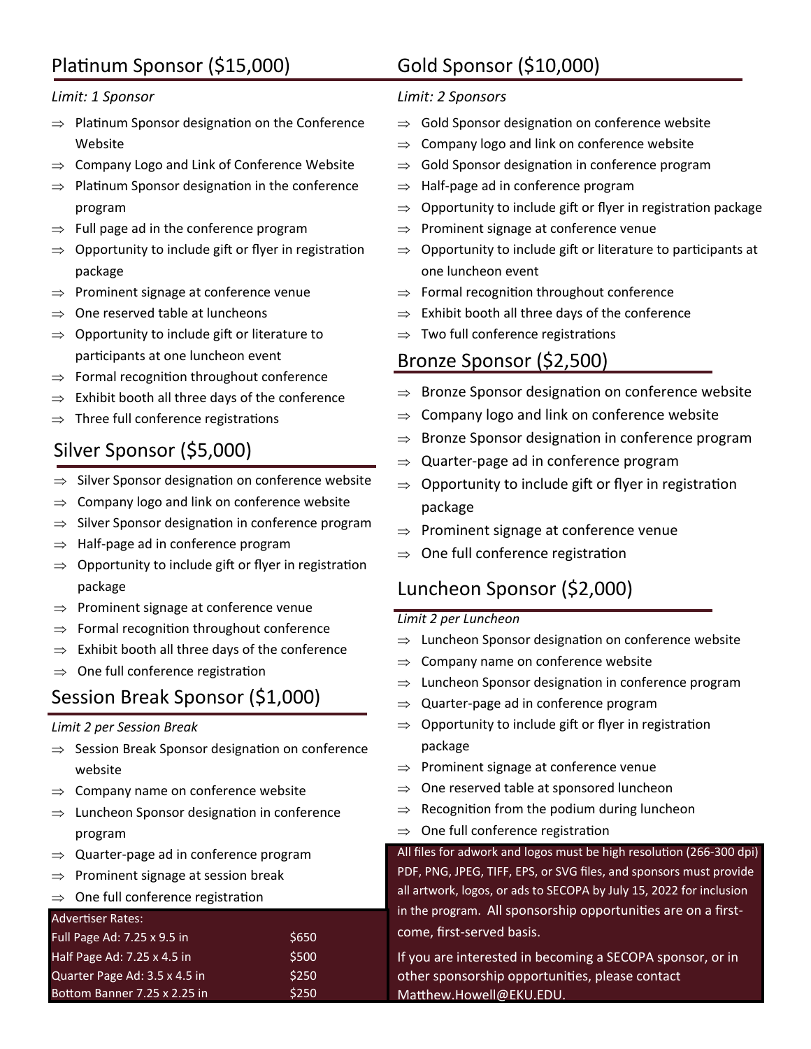## Platinum Sponsor ($15,000)

*Limit: 1 Sponsor*

- ⇒ Platinum Sponsor designation on the Conference Website
- ⇒ Company Logo and Link of Conference Website
- ⇒ Platinum Sponsor designation in the conference program
- ⇒ Full page ad in the conference program
- ⇒ Opportunity to include gift or flyer in registration package
- ⇒ Prominent signage at conference venue
- ⇒ One reserved table at luncheons
- ⇒ Opportunity to include gift or literature to participants at one luncheon event
- ⇒ Formal recognition throughout conference
- ⇒ Exhibit booth all three days of the conference
- ⇒ Three full conference registrations

## Silver Sponsor ($5,000)

- ⇒ Silver Sponsor designation on conference website
- ⇒ Company logo and link on conference website
- ⇒ Silver Sponsor designation in conference program
- ⇒ Half-page ad in conference program
- ⇒ Opportunity to include gift or flyer in registration package
- ⇒ Prominent signage at conference venue
- ⇒ Formal recognition throughout conference
- ⇒ Exhibit booth all three days of the conference
- ⇒ One full conference registration

## Session Break Sponsor ($1,000)

*Limit 2 per Session Break*

- ⇒ Session Break Sponsor designation on conference website
- ⇒ Company name on conference website
- ⇒ Luncheon Sponsor designation in conference program
- ⇒ Quarter-page ad in conference program
- ⇒ Prominent signage at session break
- ⇒ One full conference registration

| Advertiser Rates: | |
|---|---|
| Full Page Ad: 7.25 x 9.5 in | $650 |
| Half Page Ad: 7.25 x 4.5 in | $500 |
| Quarter Page Ad: 3.5 x 4.5 in | $250 |
| Bottom Banner 7.25 x 2.25 in | $250 |

## Gold Sponsor ($10,000)

*Limit: 2 Sponsors*

- ⇒ Gold Sponsor designation on conference website
- ⇒ Company logo and link on conference website
- ⇒ Gold Sponsor designation in conference program
- ⇒ Half-page ad in conference program
- ⇒ Opportunity to include gift or flyer in registration package
- ⇒ Prominent signage at conference venue
- ⇒ Opportunity to include gift or literature to participants at one luncheon event
- ⇒ Formal recognition throughout conference
- ⇒ Exhibit booth all three days of the conference
- ⇒ Two full conference registrations

## Bronze Sponsor ($2,500)

- ⇒ Bronze Sponsor designation on conference website
- ⇒ Company logo and link on conference website
- ⇒ Bronze Sponsor designation in conference program
- ⇒ Quarter-page ad in conference program
- ⇒ Opportunity to include gift or flyer in registration package
- ⇒ Prominent signage at conference venue
- ⇒ One full conference registration

## Luncheon Sponsor ($2,000)

*Limit 2 per Luncheon*

- ⇒ Luncheon Sponsor designation on conference website
- ⇒ Company name on conference website
- ⇒ Luncheon Sponsor designation in conference program
- ⇒ Quarter-page ad in conference program
- ⇒ Opportunity to include gift or flyer in registration package
- ⇒ Prominent signage at conference venue
- ⇒ One reserved table at sponsored luncheon
- ⇒ Recognition from the podium during luncheon
- ⇒ One full conference registration

All files for adwork and logos must be high resolution (266-300 dpi) PDF, PNG, JPEG, TIFF, EPS, or SVG files, and sponsors must provide all artwork, logos, or ads to SECOPA by July 15, 2022 for inclusion in the program. All sponsorship opportunities are on a first-come, first-served basis.

If you are interested in becoming a SECOPA sponsor, or in other sponsorship opportunities, please contact Matthew.Howell@EKU.EDU.